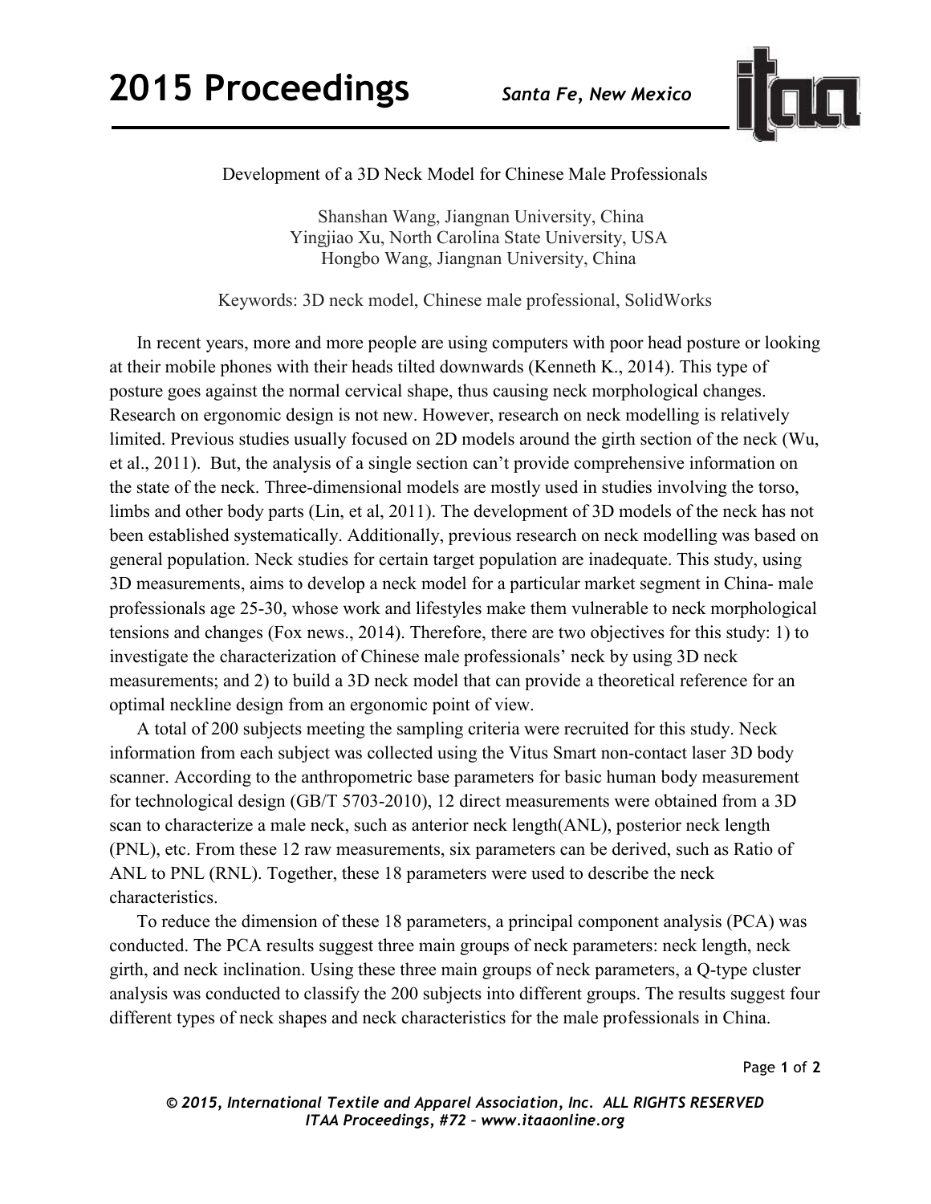# Development of a 3D Neck Model for Chinese Male Professionals

Shanshan Wang, Jiangnan University, China
Yingjiao Xu, North Carolina State University, USA
Hongbo Wang, Jiangnan University, China

Keywords: 3D neck model, Chinese male professional, SolidWorks

In recent years, more and more people are using computers with poor head posture or looking at their mobile phones with their heads tilted downwards (Kenneth K., 2014). This type of posture goes against the normal cervical shape, thus causing neck morphological changes. Research on ergonomic design is not new. However, research on neck modelling is relatively limited. Previous studies usually focused on 2D models around the girth section of the neck (Wu, et al., 2011). But, the analysis of a single section can't provide comprehensive information on the state of the neck. Three-dimensional models are mostly used in studies involving the torso, limbs and other body parts (Lin, et al, 2011). The development of 3D models of the neck has not been established systematically. Additionally, previous research on neck modelling was based on general population. Neck studies for certain target population are inadequate. This study, using 3D measurements, aims to develop a neck model for a particular market segment in China- male professionals age 25-30, whose work and lifestyles make them vulnerable to neck morphological tensions and changes (Fox news., 2014). Therefore, there are two objectives for this study: 1) to investigate the characterization of Chinese male professionals' neck by using 3D neck measurements; and 2) to build a 3D neck model that can provide a theoretical reference for an optimal neckline design from an ergonomic point of view.

A total of 200 subjects meeting the sampling criteria were recruited for this study. Neck information from each subject was collected using the Vitus Smart non-contact laser 3D body scanner. According to the anthropometric base parameters for basic human body measurement for technological design (GB/T 5703-2010), 12 direct measurements were obtained from a 3D scan to characterize a male neck, such as anterior neck length(ANL), posterior neck length (PNL), etc. From these 12 raw measurements, six parameters can be derived, such as Ratio of ANL to PNL (RNL). Together, these 18 parameters were used to describe the neck characteristics.

To reduce the dimension of these 18 parameters, a principal component analysis (PCA) was conducted. The PCA results suggest three main groups of neck parameters: neck length, neck girth, and neck inclination. Using these three main groups of neck parameters, a Q-type cluster analysis was conducted to classify the 200 subjects into different groups. The results suggest four different types of neck shapes and neck characteristics for the male professionals in China.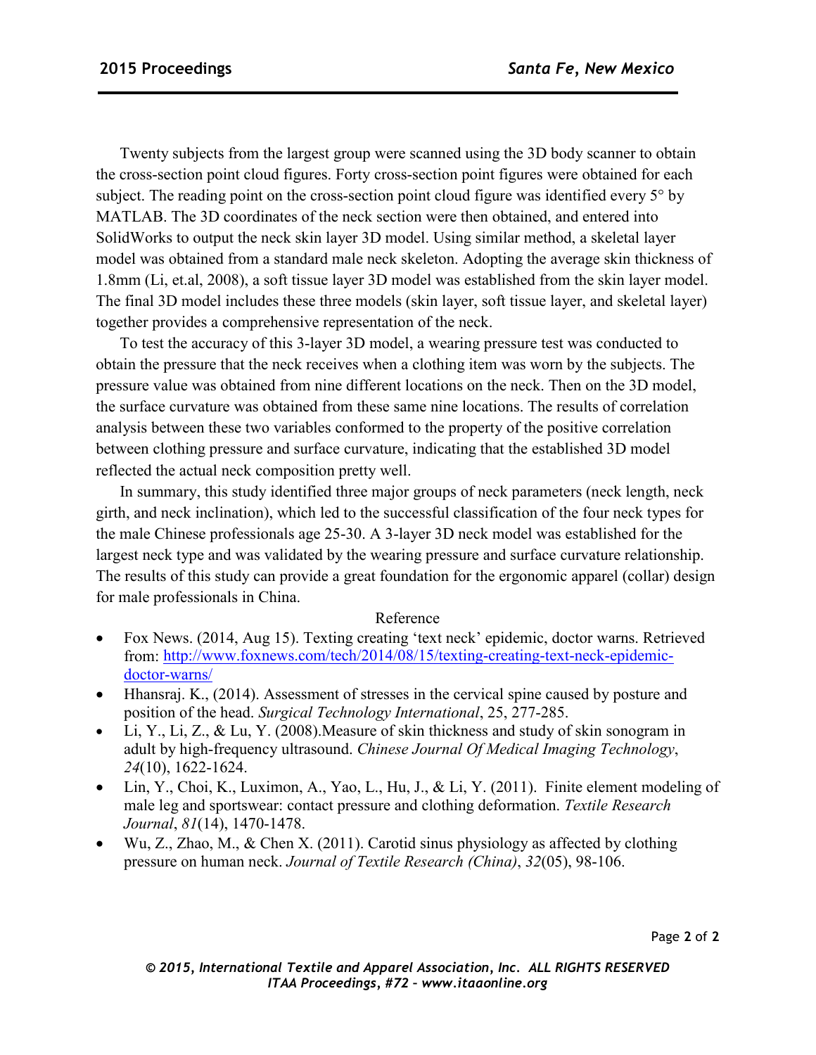Twenty subjects from the largest group were scanned using the 3D body scanner to obtain the cross-section point cloud figures. Forty cross-section point figures were obtained for each subject. The reading point on the cross-section point cloud figure was identified every 5° by MATLAB. The 3D coordinates of the neck section were then obtained, and entered into SolidWorks to output the neck skin layer 3D model. Using similar method, a skeletal layer model was obtained from a standard male neck skeleton. Adopting the average skin thickness of 1.8mm (Li, et.al, 2008), a soft tissue layer 3D model was established from the skin layer model. The final 3D model includes these three models (skin layer, soft tissue layer, and skeletal layer) together provides a comprehensive representation of the neck.

To test the accuracy of this 3-layer 3D model, a wearing pressure test was conducted to obtain the pressure that the neck receives when a clothing item was worn by the subjects. The pressure value was obtained from nine different locations on the neck. Then on the 3D model, the surface curvature was obtained from these same nine locations. The results of correlation analysis between these two variables conformed to the property of the positive correlation between clothing pressure and surface curvature, indicating that the established 3D model reflected the actual neck composition pretty well.

In summary, this study identified three major groups of neck parameters (neck length, neck girth, and neck inclination), which led to the successful classification of the four neck types for the male Chinese professionals age 25-30. A 3-layer 3D neck model was established for the largest neck type and was validated by the wearing pressure and surface curvature relationship. The results of this study can provide a great foundation for the ergonomic apparel (collar) design for male professionals in China.

## Reference

- Fox News. (2014, Aug 15). Texting creating 'text neck' epidemic, doctor warns. Retrieved from: http://www.foxnews.com/tech/2014/08/15/texting-creating-text-neck-epidemic-doctor-warns/
- Hhansraj. K., (2014). Assessment of stresses in the cervical spine caused by posture and position of the head. *Surgical Technology International*, 25, 277-285.
- Li, Y., Li, Z., & Lu, Y. (2008).Measure of skin thickness and study of skin sonogram in adult by high-frequency ultrasound. *Chinese Journal Of Medical Imaging Technology*, *24*(10), 1622-1624.
- Lin, Y., Choi, K., Luximon, A., Yao, L., Hu, J., & Li, Y. (2011). Finite element modeling of male leg and sportswear: contact pressure and clothing deformation. *Textile Research Journal*, *81*(14), 1470-1478.
- Wu, Z., Zhao, M., & Chen X. (2011). Carotid sinus physiology as affected by clothing pressure on human neck. *Journal of Textile Research (China)*, *32*(05), 98-106.